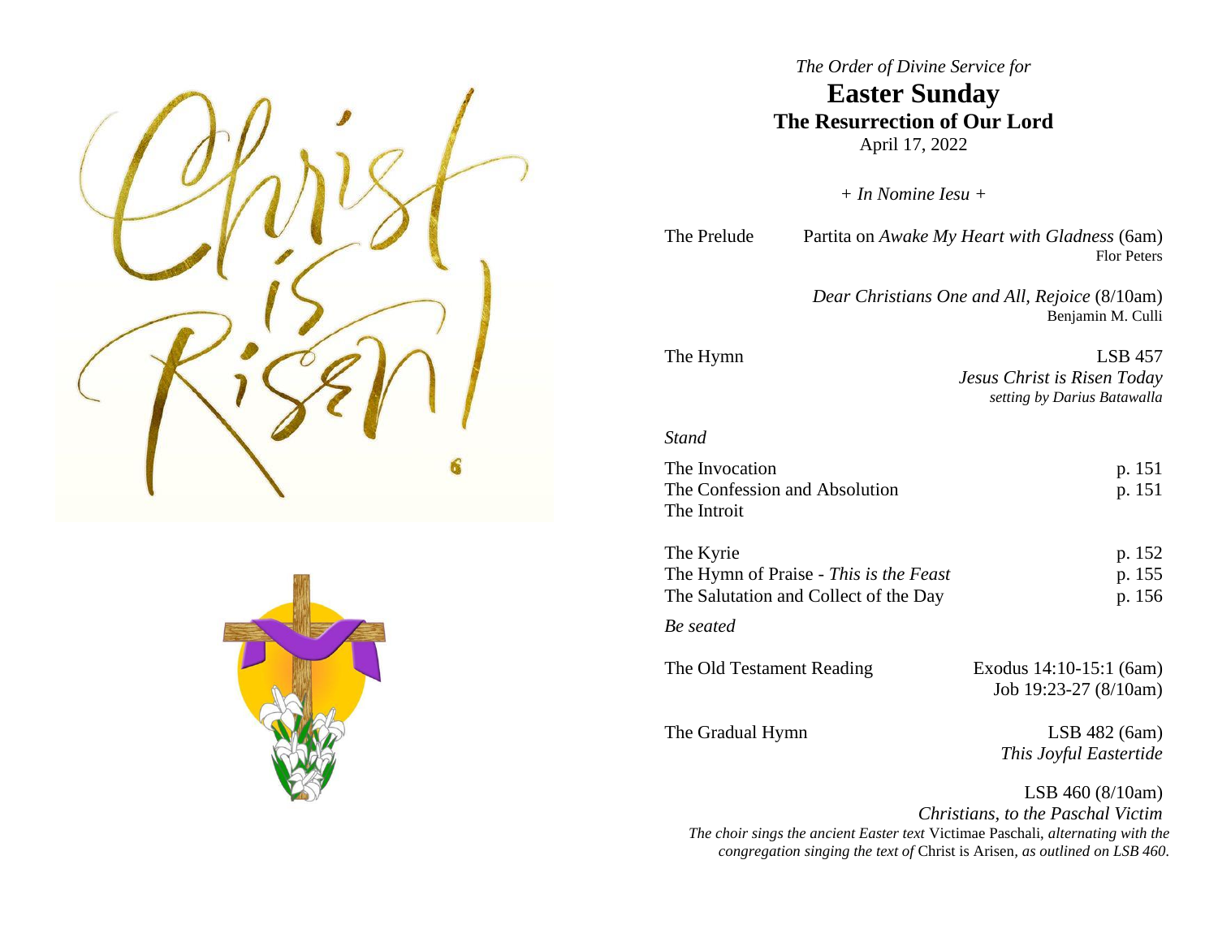*The Order of Divine Service for*

# Easter Sunday

## The Resurrection of Our Lord

April 17, 2022

*+ In Nomine Iesu +*

The Prelude — Partita on *Awake My Heart with Gladness* (6am)
Flor Peters

*Dear Christians One and All, Rejoice* (8/10am)
Benjamin M. Culli

The Hymn — LSB 457
*Jesus Christ is Risen Today*
*setting by Darius Batawalla*

*Stand*

The Invocation — p. 151
The Confession and Absolution — p. 151
The Introit

The Kyrie — p. 152
The Hymn of Praise - *This is the Feast* — p. 155
The Salutation and Collect of the Day — p. 156

*Be seated*

The Old Testament Reading — Exodus 14:10-15:1 (6am)
Job 19:23-27 (8/10am)

The Gradual Hymn — LSB 482 (6am)
*This Joyful Eastertide*

LSB 460 (8/10am)
*Christians, to the Paschal Victim*

*The choir sings the ancient Easter text* Victimae Paschali, *alternating with the congregation singing the text of* Christ is Arisen, *as outlined on LSB 460.*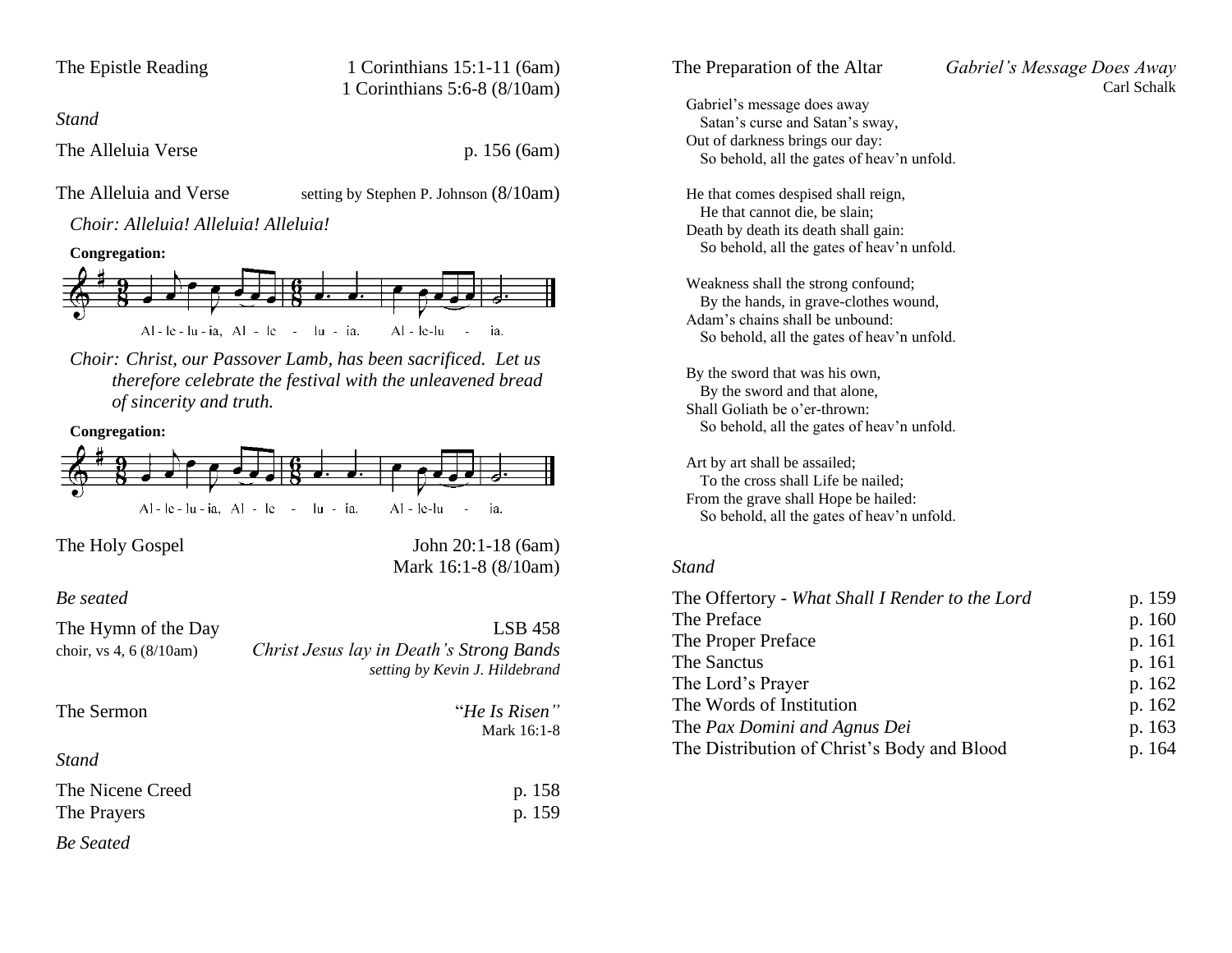The Epistle Reading — 1 Corinthians 15:1-11 (6am)
1 Corinthians 5:6-8 (8/10am)

*Stand*

The Alleluia Verse — p. 156 (6am)

The Alleluia and Verse — setting by Stephen P. Johnson (8/10am)

*Choir: Alleluia! Alleluia! Alleluia!*

**Congregation:**

Al - le - lu - ia, Al - le - lu - ia. Al - le-lu - ia.

*Choir: Christ, our Passover Lamb, has been sacrificed. Let us therefore celebrate the festival with the unleavened bread of sincerity and truth.*

**Congregation:**

Al - le - lu - ia, Al - le - lu - ia. Al - le-lu - ia.

The Holy Gospel — John 20:1-18 (6am)
Mark 16:1-8 (8/10am)

*Be seated*

The Hymn of the Day — LSB 458
choir, vs 4, 6 (8/10am) — *Christ Jesus lay in Death's Strong Bands*
*setting by Kevin J. Hildebrand*

The Sermon — "*He Is Risen"*
Mark 16:1-8

*Stand*

The Nicene Creed — p. 158
The Prayers — p. 159

*Be Seated*

The Preparation of the Altar — *Gabriel's Message Does Away*
Carl Schalk

Gabriel's message does away
Satan's curse and Satan's sway,
Out of darkness brings our day:
So behold, all the gates of heav'n unfold.

He that comes despised shall reign,
He that cannot die, be slain;
Death by death its death shall gain:
So behold, all the gates of heav'n unfold.

Weakness shall the strong confound;
By the hands, in grave-clothes wound,
Adam's chains shall be unbound:
So behold, all the gates of heav'n unfold.

By the sword that was his own,
By the sword and that alone,
Shall Goliath be o'er-thrown:
So behold, all the gates of heav'n unfold.

Art by art shall be assailed;
To the cross shall Life be nailed;
From the grave shall Hope be hailed:
So behold, all the gates of heav'n unfold.

*Stand*

The Offertory - *What Shall I Render to the Lord* — p. 159
The Preface — p. 160
The Proper Preface — p. 161
The Sanctus — p. 161
The Lord's Prayer — p. 162
The Words of Institution — p. 162
The *Pax Domini and Agnus Dei* — p. 163
The Distribution of Christ's Body and Blood — p. 164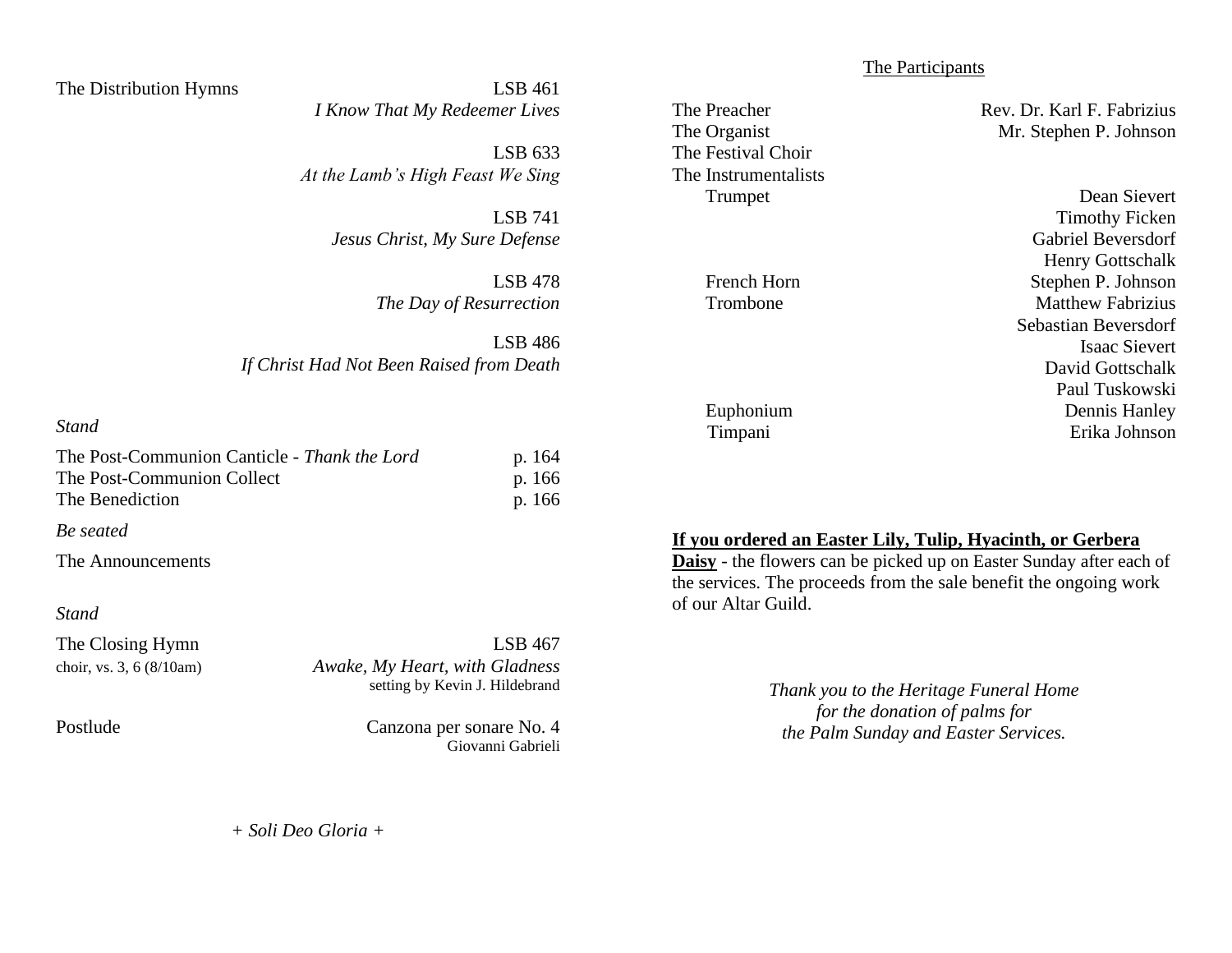The Distribution Hymns

LSB 461
*I Know That My Redeemer Lives*

LSB 633
*At the Lamb's High Feast We Sing*

LSB 741
*Jesus Christ, My Sure Defense*

LSB 478
*The Day of Resurrection*

LSB 486
*If Christ Had Not Been Raised from Death*

*Stand*

| | |
|---|---|
| The Post-Communion Canticle - *Thank the Lord* | p. 164 |
| The Post-Communion Collect | p. 166 |
| The Benediction | p. 166 |

*Be seated*

The Announcements

*Stand*

The Closing Hymn — LSB 467
choir, vs. 3, 6 (8/10am) — *Awake, My Heart, with Gladness*
setting by Kevin J. Hildebrand

Postlude — Canzona per sonare No. 4
Giovanni Gabrieli

*+ Soli Deo Gloria +*

The Participants

| | |
|---|---|
| The Preacher | Rev. Dr. Karl F. Fabrizius |
| The Organist | Mr. Stephen P. Johnson |
| The Festival Choir | |
| The Instrumentalists | |
| Trumpet | Dean Sievert |
| | Timothy Ficken |
| | Gabriel Beversdorf |
| | Henry Gottschalk |
| French Horn | Stephen P. Johnson |
| Trombone | Matthew Fabrizius |
| | Sebastian Beversdorf |
| | Isaac Sievert |
| | David Gottschalk |
| | Paul Tuskowski |
| Euphonium | Dennis Hanley |
| Timpani | Erika Johnson |

**If you ordered an Easter Lily, Tulip, Hyacinth, or Gerbera Daisy** - the flowers can be picked up on Easter Sunday after each of the services. The proceeds from the sale benefit the ongoing work of our Altar Guild.

*Thank you to the Heritage Funeral Home for the donation of palms for the Palm Sunday and Easter Services.*